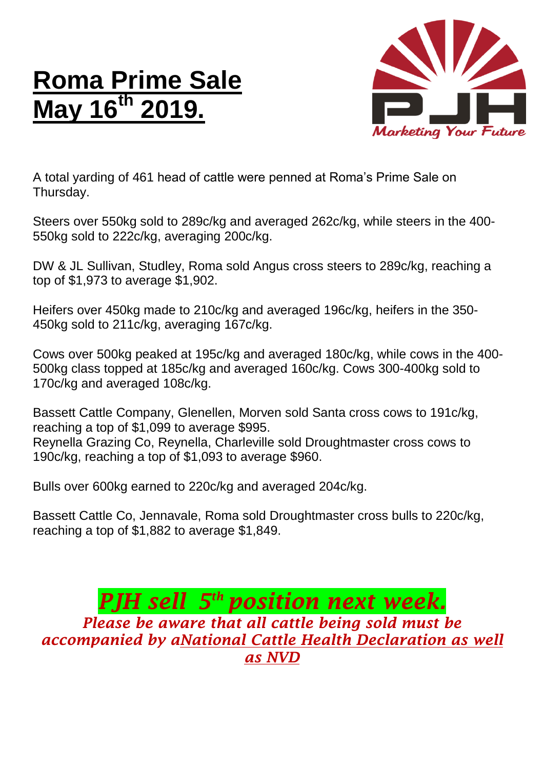# Roma Prime Sale May 16th 2019.

PJH

*Marketing Your Future*

A total yarding of 461 head of cattle were penned at Roma's Prime Sale on Thursday.

Steers over 550kg sold to 289c/kg and averaged 262c/kg, while steers in the 400-550kg sold to 222c/kg, averaging 200c/kg.

DW & JL Sullivan, Studley, Roma sold Angus cross steers to 289c/kg, reaching a top of $1,973 to average $1,902.

Heifers over 450kg made to 210c/kg and averaged 196c/kg, heifers in the 350-450kg sold to 211c/kg, averaging 167c/kg.

Cows over 500kg peaked at 195c/kg and averaged 180c/kg, while cows in the 400-500kg class topped at 185c/kg and averaged 160c/kg. Cows 300-400kg sold to 170c/kg and averaged 108c/kg.

Bassett Cattle Company, Glenellen, Morven sold Santa cross cows to 191c/kg, reaching a top of $1,099 to average $995.
Reynella Grazing Co, Reynella, Charleville sold Droughtmaster cross cows to 190c/kg, reaching a top of $1,093 to average $960.

Bulls over 600kg earned to 220c/kg and averaged 204c/kg.

Bassett Cattle Co, Jennavale, Roma sold Droughtmaster cross bulls to 220c/kg, reaching a top of $1,882 to average $1,849.

***PJH sell 5th position next week.***

***Please be aware that all cattle being sold must be accompanied by aNational Cattle Health Declaration as well as NVD***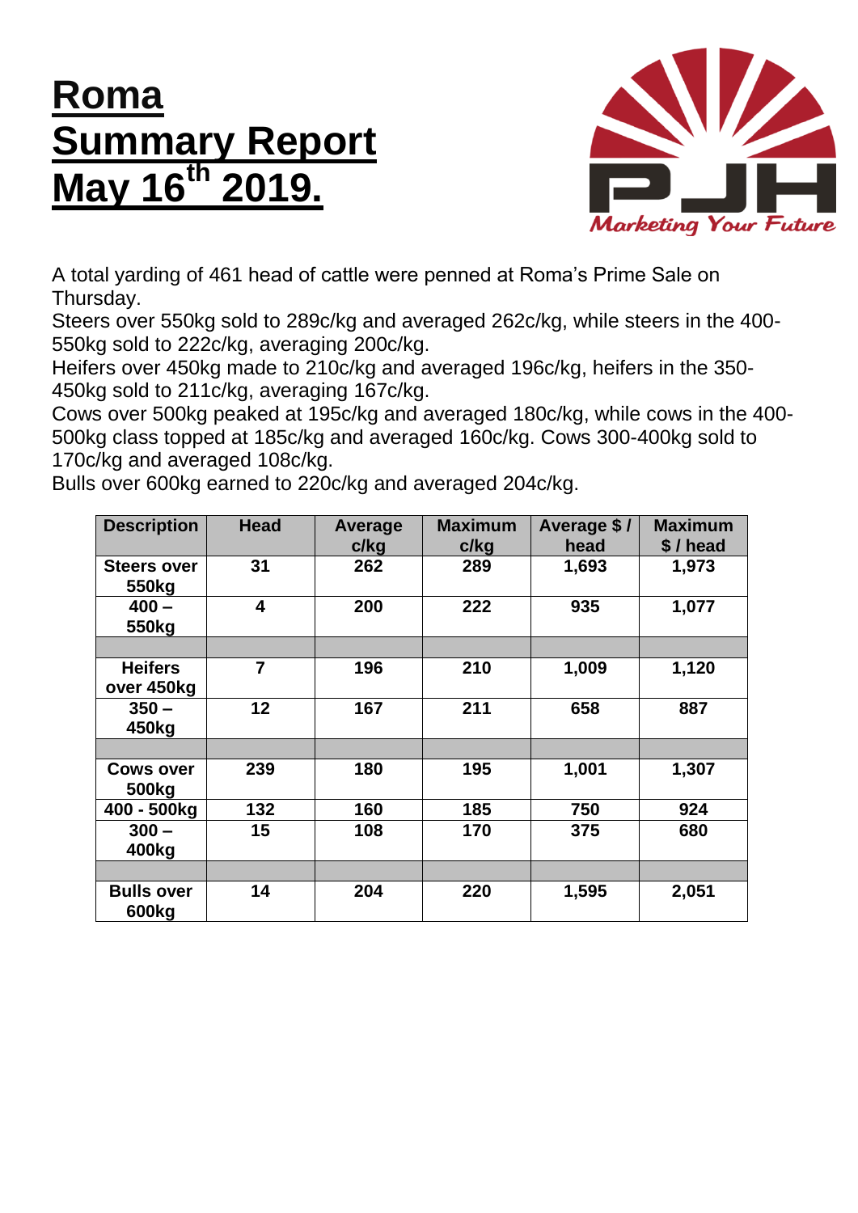# Roma Summary Report May 16th 2019.

Marketing Your Future

A total yarding of 461 head of cattle were penned at Roma's Prime Sale on Thursday.
Steers over 550kg sold to 289c/kg and averaged 262c/kg, while steers in the 400-550kg sold to 222c/kg, averaging 200c/kg.
Heifers over 450kg made to 210c/kg and averaged 196c/kg, heifers in the 350-450kg sold to 211c/kg, averaging 167c/kg.
Cows over 500kg peaked at 195c/kg and averaged 180c/kg, while cows in the 400-500kg class topped at 185c/kg and averaged 160c/kg. Cows 300-400kg sold to 170c/kg and averaged 108c/kg.
Bulls over 600kg earned to 220c/kg and averaged 204c/kg.

| Description | Head | Average c/kg | Maximum c/kg | Average $ / head | Maximum $ / head |
|---|---|---|---|---|---|
| Steers over 550kg | 31 | 262 | 289 | 1,693 | 1,973 |
| 400 – 550kg | 4 | 200 | 222 | 935 | 1,077 |
| | | | | | |
| Heifers over 450kg | 7 | 196 | 210 | 1,009 | 1,120 |
| 350 – 450kg | 12 | 167 | 211 | 658 | 887 |
| | | | | | |
| Cows over 500kg | 239 | 180 | 195 | 1,001 | 1,307 |
| 400 - 500kg | 132 | 160 | 185 | 750 | 924 |
| 300 – 400kg | 15 | 108 | 170 | 375 | 680 |
| | | | | | |
| Bulls over 600kg | 14 | 204 | 220 | 1,595 | 2,051 |